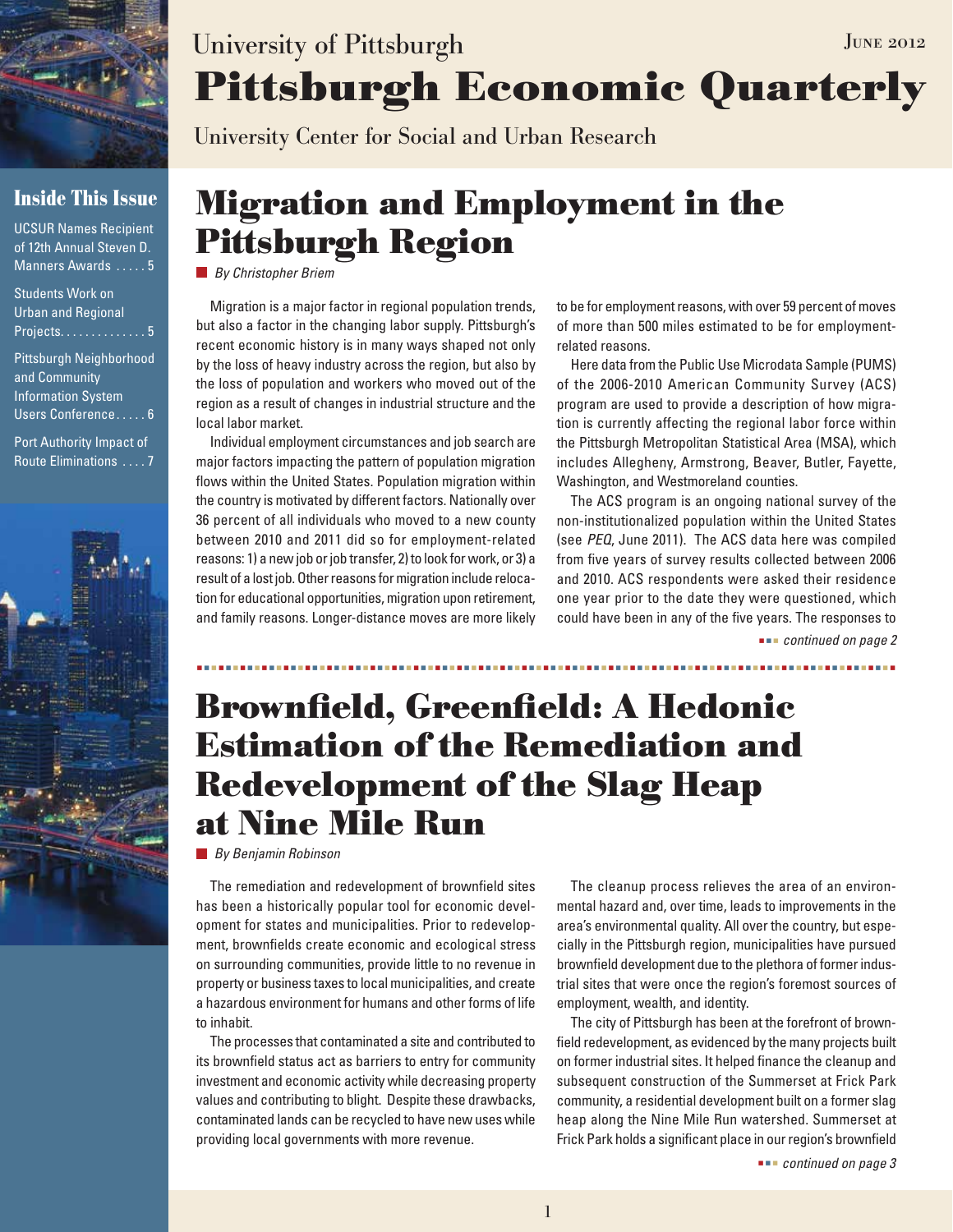University of Pittsburgh

# Pittsburgh Economic Quarterly

University Center for Social and Urban Research

June 2012

## Inside This Issue

- UCSUR Names Recipient of 12th Annual Steven D. Manners Awards . . . . . 5
- Students Work on Urban and Regional Projects. . . . . . . . . . . . . . 5
- Pittsburgh Neighborhood and Community Information System Users Conference. . . . . 6
- Port Authority Impact of Route Eliminations . . . . 7

## Migration and Employment in the Pittsburgh Region

*By Christopher Briem*

Migration is a major factor in regional population trends, but also a factor in the changing labor supply. Pittsburgh's recent economic history is in many ways shaped not only by the loss of heavy industry across the region, but also by the loss of population and workers who moved out of the region as a result of changes in industrial structure and the local labor market.

Individual employment circumstances and job search are major factors impacting the pattern of population migration flows within the United States. Population migration within the country is motivated by different factors. Nationally over 36 percent of all individuals who moved to a new county between 2010 and 2011 did so for employment-related reasons: 1) a new job or job transfer, 2) to look for work, or 3) a result of a lost job. Other reasons for migration include relocation for educational opportunities, migration upon retirement, and family reasons. Longer-distance moves are more likely to be for employment reasons, with over 59 percent of moves of more than 500 miles estimated to be for employment-related reasons.

Here data from the Public Use Microdata Sample (PUMS) of the 2006-2010 American Community Survey (ACS) program are used to provide a description of how migration is currently affecting the regional labor force within the Pittsburgh Metropolitan Statistical Area (MSA), which includes Allegheny, Armstrong, Beaver, Butler, Fayette, Washington, and Westmoreland counties.

The ACS program is an ongoing national survey of the non-institutionalized population within the United States (see *PEQ*, June 2011). The ACS data here was compiled from five years of survey results collected between 2006 and 2010. ACS respondents were asked their residence one year prior to the date they were questioned, which could have been in any of the five years. The responses to

*continued on page 2*

## Brownfield, Greenfield: A Hedonic Estimation of the Remediation and Redevelopment of the Slag Heap at Nine Mile Run

*By Benjamin Robinson*

The remediation and redevelopment of brownfield sites has been a historically popular tool for economic development for states and municipalities. Prior to redevelopment, brownfields create economic and ecological stress on surrounding communities, provide little to no revenue in property or business taxes to local municipalities, and create a hazardous environment for humans and other forms of life to inhabit.

The processes that contaminated a site and contributed to its brownfield status act as barriers to entry for community investment and economic activity while decreasing property values and contributing to blight. Despite these drawbacks, contaminated lands can be recycled to have new uses while providing local governments with more revenue.

The cleanup process relieves the area of an environmental hazard and, over time, leads to improvements in the area's environmental quality. All over the country, but especially in the Pittsburgh region, municipalities have pursued brownfield development due to the plethora of former industrial sites that were once the region's foremost sources of employment, wealth, and identity.

The city of Pittsburgh has been at the forefront of brownfield redevelopment, as evidenced by the many projects built on former industrial sites. It helped finance the cleanup and subsequent construction of the Summerset at Frick Park community, a residential development built on a former slag heap along the Nine Mile Run watershed. Summerset at Frick Park holds a significant place in our region's brownfield

*continued on page 3*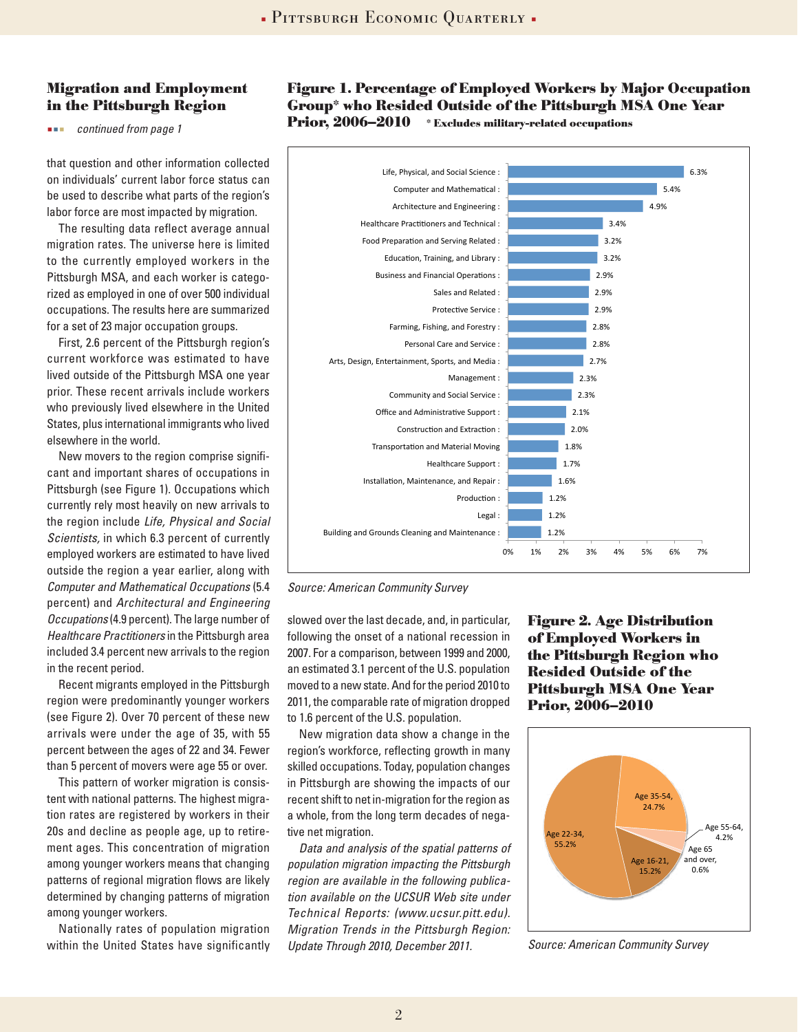## Migration and Employment in the Pittsburgh Region

*continued from page 1*

that question and other information collected on individuals' current labor force status can be used to describe what parts of the region's labor force are most impacted by migration.

The resulting data reflect average annual migration rates. The universe here is limited to the currently employed workers in the Pittsburgh MSA, and each worker is categorized as employed in one of over 500 individual occupations. The results here are summarized for a set of 23 major occupation groups.

First, 2.6 percent of the Pittsburgh region's current workforce was estimated to have lived outside of the Pittsburgh MSA one year prior. These recent arrivals include workers who previously lived elsewhere in the United States, plus international immigrants who lived elsewhere in the world.

New movers to the region comprise significant and important shares of occupations in Pittsburgh (see Figure 1). Occupations which currently rely most heavily on new arrivals to the region include *Life, Physical and Social Scientists,* in which 6.3 percent of currently employed workers are estimated to have lived outside the region a year earlier, along with *Computer and Mathematical Occupations* (5.4 percent) and *Architectural and Engineering Occupations* (4.9 percent). The large number of *Healthcare Practitioners* in the Pittsburgh area included 3.4 percent new arrivals to the region in the recent period.

Recent migrants employed in the Pittsburgh region were predominantly younger workers (see Figure 2). Over 70 percent of these new arrivals were under the age of 35, with 55 percent between the ages of 22 and 34. Fewer than 5 percent of movers were age 55 or over.

This pattern of worker migration is consistent with national patterns. The highest migration rates are registered by workers in their 20s and decline as people age, up to retirement ages. This concentration of migration among younger workers means that changing patterns of regional migration flows are likely determined by changing patterns of migration among younger workers.

Nationally rates of population migration within the United States have significantly slowed over the last decade, and, in particular, following the onset of a national recession in 2007. For a comparison, between 1999 and 2000, an estimated 3.1 percent of the U.S. population moved to a new state. And for the period 2010 to 2011, the comparable rate of migration dropped to 1.6 percent of the U.S. population.

New migration data show a change in the region's workforce, reflecting growth in many skilled occupations. Today, population changes in Pittsburgh are showing the impacts of our recent shift to net in-migration for the region as a whole, from the long term decades of negative net migration.

*Data and analysis of the spatial patterns of population migration impacting the Pittsburgh region are available in the following publication available on the UCSUR Web site under Technical Reports: (www.ucsur.pitt.edu). Migration Trends in the Pittsburgh Region: Update Through 2010, December 2011.*

### Figure 1. Percentage of Employed Workers by Major Occupation Group* who Resided Outside of the Pittsburgh MSA One Year Prior, 2006–2010

\* Excludes military-related occupations

| Occupation Group | Percent |
|---|---|
| Life, Physical, and Social Science | 6.3% |
| Computer and Mathematical | 5.4% |
| Architecture and Engineering | 4.9% |
| Healthcare Practitioners and Technical | 3.4% |
| Food Preparation and Serving Related | 3.2% |
| Education, Training, and Library | 3.2% |
| Business and Financial Operations | 2.9% |
| Sales and Related | 2.9% |
| Protective Service | 2.9% |
| Farming, Fishing, and Forestry | 2.8% |
| Personal Care and Service | 2.8% |
| Arts, Design, Entertainment, Sports, and Media | 2.7% |
| Management | 2.3% |
| Community and Social Service | 2.3% |
| Office and Administrative Support | 2.1% |
| Construction and Extraction | 2.0% |
| Transportation and Material Moving | 1.8% |
| Healthcare Support | 1.7% |
| Installation, Maintenance, and Repair | 1.6% |
| Production | 1.2% |
| Legal | 1.2% |
| Building and Grounds Cleaning and Maintenance | 1.2% |

*Source: American Community Survey*

### Figure 2. Age Distribution of Employed Workers in the Pittsburgh Region who Resided Outside of the Pittsburgh MSA One Year Prior, 2006–2010

| Age Group | Percent |
|---|---|
| Age 16-21 | 15.2% |
| Age 22-34 | 55.2% |
| Age 35-54 | 24.7% |
| Age 55-64 | 4.2% |
| Age 65 and over | 0.6% |

*Source: American Community Survey*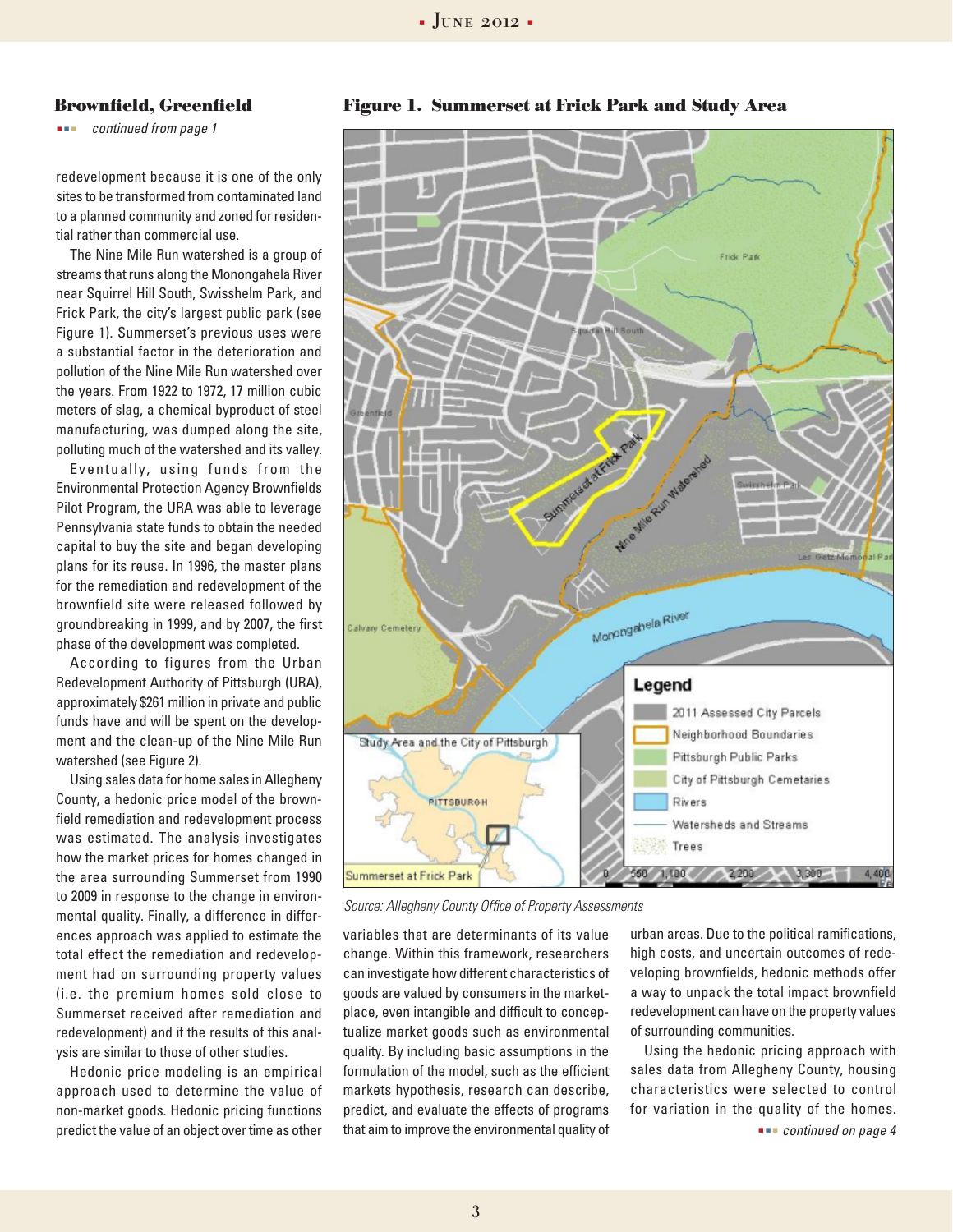## Brownfield, Greenfield

*continued from page 1*

redevelopment because it is one of the only sites to be transformed from contaminated land to a planned community and zoned for residential rather than commercial use.

The Nine Mile Run watershed is a group of streams that runs along the Monongahela River near Squirrel Hill South, Swisshelm Park, and Frick Park, the city's largest public park (see Figure 1). Summerset's previous uses were a substantial factor in the deterioration and pollution of the Nine Mile Run watershed over the years. From 1922 to 1972, 17 million cubic meters of slag, a chemical byproduct of steel manufacturing, was dumped along the site, polluting much of the watershed and its valley.

Eventually, using funds from the Environmental Protection Agency Brownfields Pilot Program, the URA was able to leverage Pennsylvania state funds to obtain the needed capital to buy the site and began developing plans for its reuse. In 1996, the master plans for the remediation and redevelopment of the brownfield site were released followed by groundbreaking in 1999, and by 2007, the first phase of the development was completed.

According to figures from the Urban Redevelopment Authority of Pittsburgh (URA), approximately $261 million in private and public funds have and will be spent on the development and the clean-up of the Nine Mile Run watershed (see Figure 2).

Using sales data for home sales in Allegheny County, a hedonic price model of the brownfield remediation and redevelopment process was estimated. The analysis investigates how the market prices for homes changed in the area surrounding Summerset from 1990 to 2009 in response to the change in environmental quality. Finally, a difference in differences approach was applied to estimate the total effect the remediation and redevelopment had on surrounding property values (i.e. the premium homes sold close to Summerset received after remediation and redevelopment) and if the results of this analysis are similar to those of other studies.

Hedonic price modeling is an empirical approach used to determine the value of non-market goods. Hedonic pricing functions predict the value of an object over time as other variables that are determinants of its value change. Within this framework, researchers can investigate how different characteristics of goods are valued by consumers in the marketplace, even intangible and difficult to conceptualize market goods such as environmental quality. By including basic assumptions in the formulation of the model, such as the efficient markets hypothesis, research can describe, predict, and evaluate the effects of programs that aim to improve the environmental quality of urban areas. Due to the political ramifications, high costs, and uncertain outcomes of redeveloping brownfields, hedonic methods offer a way to unpack the total impact brownfield redevelopment can have on the property values of surrounding communities.

Using the hedonic pricing approach with sales data from Allegheny County, housing characteristics were selected to control for variation in the quality of the homes.

*continued on page 4*

### Figure 1. Summerset at Frick Park and Study Area

*Source: Allegheny County Office of Property Assessments*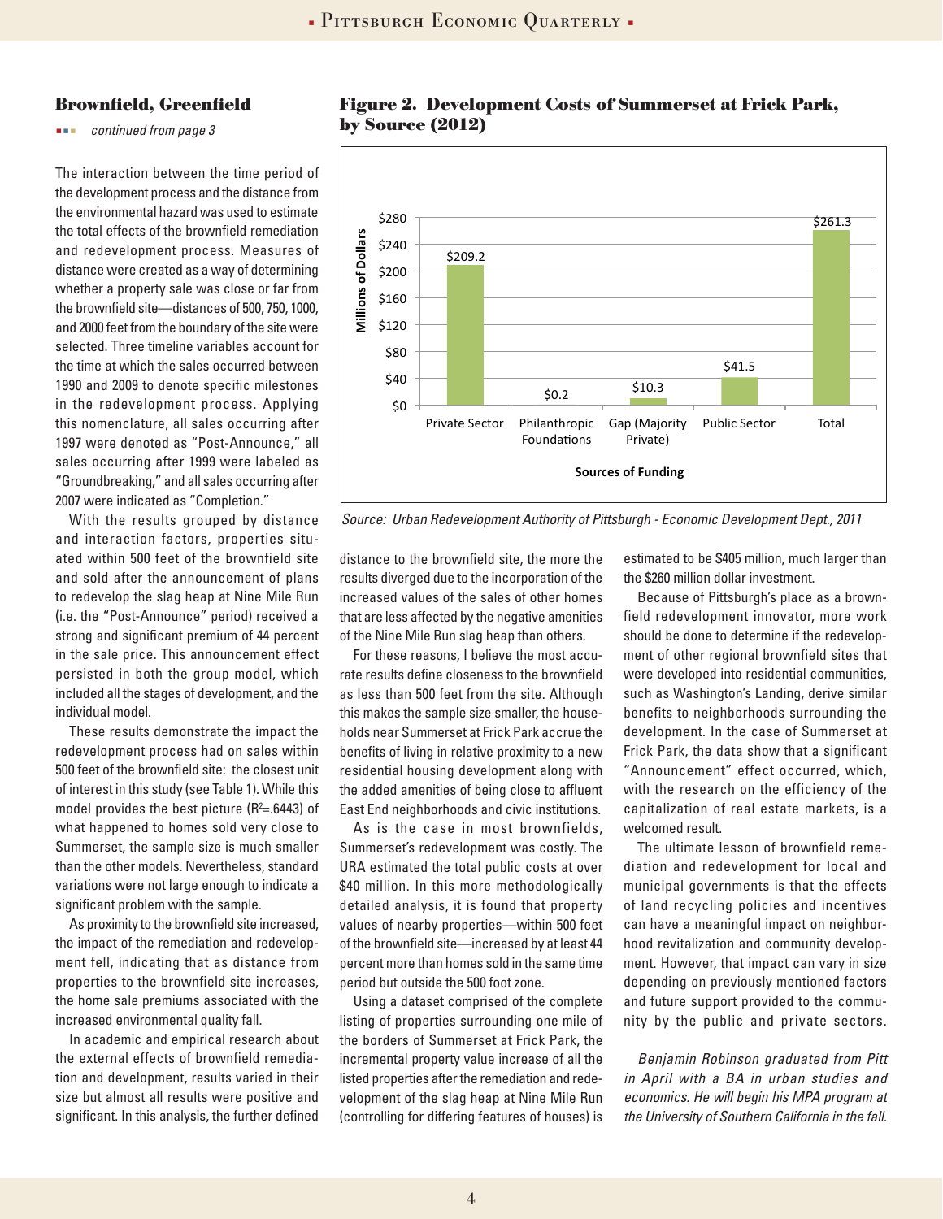## Brownfield, Greenfield

*continued from page 3*

The interaction between the time period of the development process and the distance from the environmental hazard was used to estimate the total effects of the brownfield remediation and redevelopment process. Measures of distance were created as a way of determining whether a property sale was close or far from the brownfield site—distances of 500, 750, 1000, and 2000 feet from the boundary of the site were selected. Three timeline variables account for the time at which the sales occurred between 1990 and 2009 to denote specific milestones in the redevelopment process. Applying this nomenclature, all sales occurring after 1997 were denoted as "Post-Announce," all sales occurring after 1999 were labeled as "Groundbreaking," and all sales occurring after 2007 were indicated as "Completion."

With the results grouped by distance and interaction factors, properties situated within 500 feet of the brownfield site and sold after the announcement of plans to redevelop the slag heap at Nine Mile Run (i.e. the "Post-Announce" period) received a strong and significant premium of 44 percent in the sale price. This announcement effect persisted in both the group model, which included all the stages of development, and the individual model.

These results demonstrate the impact the redevelopment process had on sales within 500 feet of the brownfield site: the closest unit of interest in this study (see Table 1). While this model provides the best picture ($R^2$=.6443) of what happened to homes sold very close to Summerset, the sample size is much smaller than the other models. Nevertheless, standard variations were not large enough to indicate a significant problem with the sample.

As proximity to the brownfield site increased, the impact of the remediation and redevelopment fell, indicating that as distance from properties to the brownfield site increases, the home sale premiums associated with the increased environmental quality fall.

In academic and empirical research about the external effects of brownfield remediation and development, results varied in their size but almost all results were positive and significant. In this analysis, the further defined distance to the brownfield site, the more the results diverged due to the incorporation of the increased values of the sales of other homes that are less affected by the negative amenities of the Nine Mile Run slag heap than others.

For these reasons, I believe the most accurate results define closeness to the brownfield as less than 500 feet from the site. Although this makes the sample size smaller, the households near Summerset at Frick Park accrue the benefits of living in relative proximity to a new residential housing development along with the added amenities of being close to affluent East End neighborhoods and civic institutions.

As is the case in most brownfields, Summerset's redevelopment was costly. The URA estimated the total public costs at over $40 million. In this more methodologically detailed analysis, it is found that property values of nearby properties—within 500 feet of the brownfield site—increased by at least 44 percent more than homes sold in the same time period but outside the 500 foot zone.

Using a dataset comprised of the complete listing of properties surrounding one mile of the borders of Summerset at Frick Park, the incremental property value increase of all the listed properties after the remediation and redevelopment of the slag heap at Nine Mile Run (controlling for differing features of houses) is estimated to be $405 million, much larger than the $260 million dollar investment.

Because of Pittsburgh's place as a brownfield redevelopment innovator, more work should be done to determine if the redevelopment of other regional brownfield sites that were developed into residential communities, such as Washington's Landing, derive similar benefits to neighborhoods surrounding the development. In the case of Summerset at Frick Park, the data show that a significant "Announcement" effect occurred, which, with the research on the efficiency of the capitalization of real estate markets, is a welcomed result.

The ultimate lesson of brownfield remediation and redevelopment for local and municipal governments is that the effects of land recycling policies and incentives can have a meaningful impact on neighborhood revitalization and community development. However, that impact can vary in size depending on previously mentioned factors and future support provided to the community by the public and private sectors.

*Benjamin Robinson graduated from Pitt in April with a BA in urban studies and economics. He will begin his MPA program at the University of Southern California in the fall.*

### Figure 2. Development Costs of Summerset at Frick Park, by Source (2012)

| Sources of Funding | Millions of Dollars |
|---|---|
| Private Sector | $209.2 |
| Philanthropic Foundations | $0.2 |
| Gap (Majority Private) | $10.3 |
| Public Sector | $41.5 |
| Total | $261.3 |

*Source: Urban Redevelopment Authority of Pittsburgh - Economic Development Dept., 2011*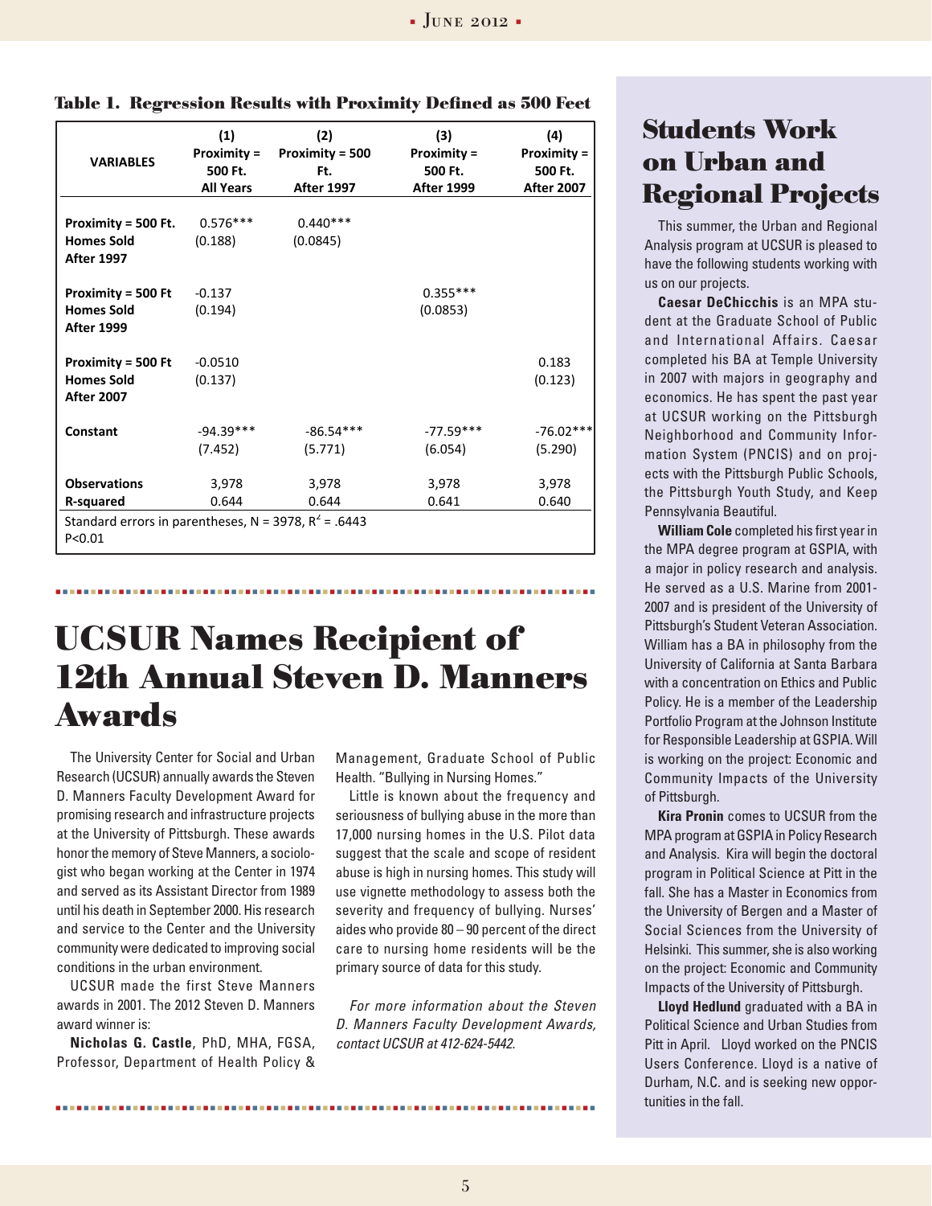**Table 1. Regression Results with Proximity Defined as 500 Feet**

| VARIABLES | (1) Proximity = 500 Ft. All Years | (2) Proximity = 500 Ft. After 1997 | (3) Proximity = 500 Ft. After 1999 | (4) Proximity = 500 Ft. After 2007 |
|---|---|---|---|---|
| **Proximity = 500 Ft. Homes Sold After 1997** | 0.576*** (0.188) | 0.440*** (0.0845) | | |
| **Proximity = 500 Ft Homes Sold After 1999** | -0.137 (0.194) | | 0.355*** (0.0853) | |
| **Proximity = 500 Ft Homes Sold After 2007** | -0.0510 (0.137) | | | 0.183 (0.123) |
| **Constant** | -94.39*** (7.452) | -86.54*** (5.771) | -77.59*** (6.054) | -76.02*** (5.290) |
| **Observations** | 3,978 | 3,978 | 3,978 | 3,978 |
| **R-squared** | 0.644 | 0.644 | 0.641 | 0.640 |

Standard errors in parentheses, N = 3978, $R^2$ = .6443
P<0.01

# UCSUR Names Recipient of 12th Annual Steven D. Manners Awards

The University Center for Social and Urban Research (UCSUR) annually awards the Steven D. Manners Faculty Development Award for promising research and infrastructure projects at the University of Pittsburgh. These awards honor the memory of Steve Manners, a sociologist who began working at the Center in 1974 and served as its Assistant Director from 1989 until his death in September 2000. His research and service to the Center and the University community were dedicated to improving social conditions in the urban environment.

UCSUR made the first Steve Manners awards in 2001. The 2012 Steven D. Manners award winner is:

**Nicholas G. Castle**, PhD, MHA, FGSA, Professor, Department of Health Policy & Management, Graduate School of Public Health. "Bullying in Nursing Homes."

Little is known about the frequency and seriousness of bullying abuse in the more than 17,000 nursing homes in the U.S. Pilot data suggest that the scale and scope of resident abuse is high in nursing homes. This study will use vignette methodology to assess both the severity and frequency of bullying. Nurses' aides who provide 80 – 90 percent of the direct care to nursing home residents will be the primary source of data for this study.

*For more information about the Steven D. Manners Faculty Development Awards, contact UCSUR at 412-624-5442.*

# Students Work on Urban and Regional Projects

This summer, the Urban and Regional Analysis program at UCSUR is pleased to have the following students working with us on our projects.

**Caesar DeChicchis** is an MPA student at the Graduate School of Public and International Affairs. Caesar completed his BA at Temple University in 2007 with majors in geography and economics. He has spent the past year at UCSUR working on the Pittsburgh Neighborhood and Community Information System (PNCIS) and on projects with the Pittsburgh Public Schools, the Pittsburgh Youth Study, and Keep Pennsylvania Beautiful.

**William Cole** completed his first year in the MPA degree program at GSPIA, with a major in policy research and analysis. He served as a U.S. Marine from 2001-2007 and is president of the University of Pittsburgh's Student Veteran Association. William has a BA in philosophy from the University of California at Santa Barbara with a concentration on Ethics and Public Policy. He is a member of the Leadership Portfolio Program at the Johnson Institute for Responsible Leadership at GSPIA. Will is working on the project: Economic and Community Impacts of the University of Pittsburgh.

**Kira Pronin** comes to UCSUR from the MPA program at GSPIA in Policy Research and Analysis. Kira will begin the doctoral program in Political Science at Pitt in the fall. She has a Master in Economics from the University of Bergen and a Master of Social Sciences from the University of Helsinki. This summer, she is also working on the project: Economic and Community Impacts of the University of Pittsburgh.

**Lloyd Hedlund** graduated with a BA in Political Science and Urban Studies from Pitt in April. Lloyd worked on the PNCIS Users Conference. Lloyd is a native of Durham, N.C. and is seeking new opportunities in the fall.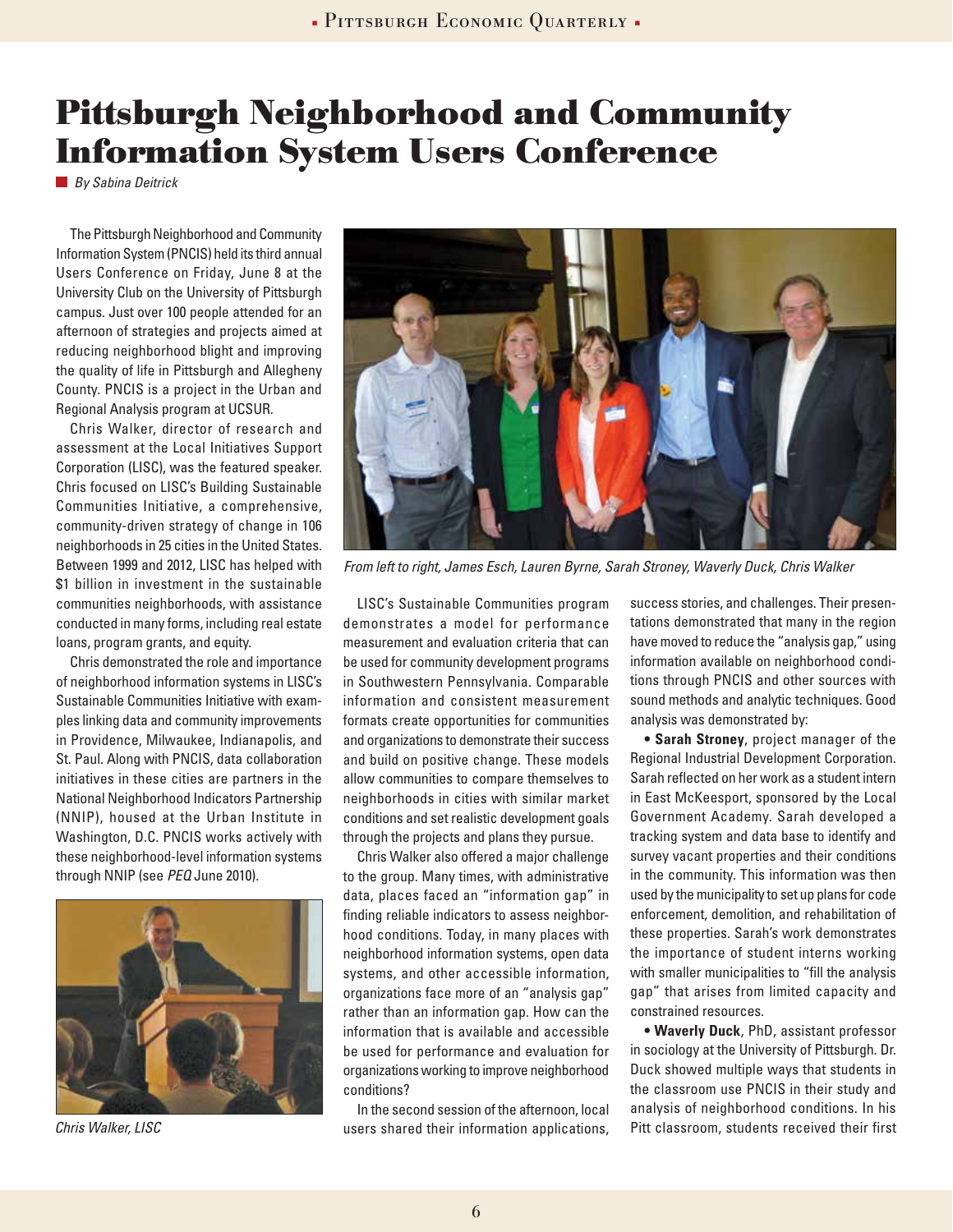# Pittsburgh Neighborhood and Community Information System Users Conference

*By Sabina Deitrick*

The Pittsburgh Neighborhood and Community Information System (PNCIS) held its third annual Users Conference on Friday, June 8 at the University Club on the University of Pittsburgh campus. Just over 100 people attended for an afternoon of strategies and projects aimed at reducing neighborhood blight and improving the quality of life in Pittsburgh and Allegheny County. PNCIS is a project in the Urban and Regional Analysis program at UCSUR.

Chris Walker, director of research and assessment at the Local Initiatives Support Corporation (LISC), was the featured speaker. Chris focused on LISC's Building Sustainable Communities Initiative, a comprehensive, community-driven strategy of change in 106 neighborhoods in 25 cities in the United States. Between 1999 and 2012, LISC has helped with $1 billion in investment in the sustainable communities neighborhoods, with assistance conducted in many forms, including real estate loans, program grants, and equity.

Chris demonstrated the role and importance of neighborhood information systems in LISC's Sustainable Communities Initiative with examples linking data and community improvements in Providence, Milwaukee, Indianapolis, and St. Paul. Along with PNCIS, data collaboration initiatives in these cities are partners in the National Neighborhood Indicators Partnership (NNIP), housed at the Urban Institute in Washington, D.C. PNCIS works actively with these neighborhood-level information systems through NNIP (see *PEQ* June 2010).

*Chris Walker, LISC*

*From left to right, James Esch, Lauren Byrne, Sarah Stroney, Waverly Duck, Chris Walker*

LISC's Sustainable Communities program demonstrates a model for performance measurement and evaluation criteria that can be used for community development programs in Southwestern Pennsylvania. Comparable information and consistent measurement formats create opportunities for communities and organizations to demonstrate their success and build on positive change. These models allow communities to compare themselves to neighborhoods in cities with similar market conditions and set realistic development goals through the projects and plans they pursue.

Chris Walker also offered a major challenge to the group. Many times, with administrative data, places faced an "information gap" in finding reliable indicators to assess neighborhood conditions. Today, in many places with neighborhood information systems, open data systems, and other accessible information, organizations face more of an "analysis gap" rather than an information gap. How can the information that is available and accessible be used for performance and evaluation for organizations working to improve neighborhood conditions?

In the second session of the afternoon, local users shared their information applications, success stories, and challenges. Their presentations demonstrated that many in the region have moved to reduce the "analysis gap," using information available on neighborhood conditions through PNCIS and other sources with sound methods and analytic techniques. Good analysis was demonstrated by:

- **Sarah Stroney**, project manager of the Regional Industrial Development Corporation. Sarah reflected on her work as a student intern in East McKeesport, sponsored by the Local Government Academy. Sarah developed a tracking system and data base to identify and survey vacant properties and their conditions in the community. This information was then used by the municipality to set up plans for code enforcement, demolition, and rehabilitation of these properties. Sarah's work demonstrates the importance of student interns working with smaller municipalities to "fill the analysis gap" that arises from limited capacity and constrained resources.
- **Waverly Duck**, PhD, assistant professor in sociology at the University of Pittsburgh. Dr. Duck showed multiple ways that students in the classroom use PNCIS in their study and analysis of neighborhood conditions. In his Pitt classroom, students received their first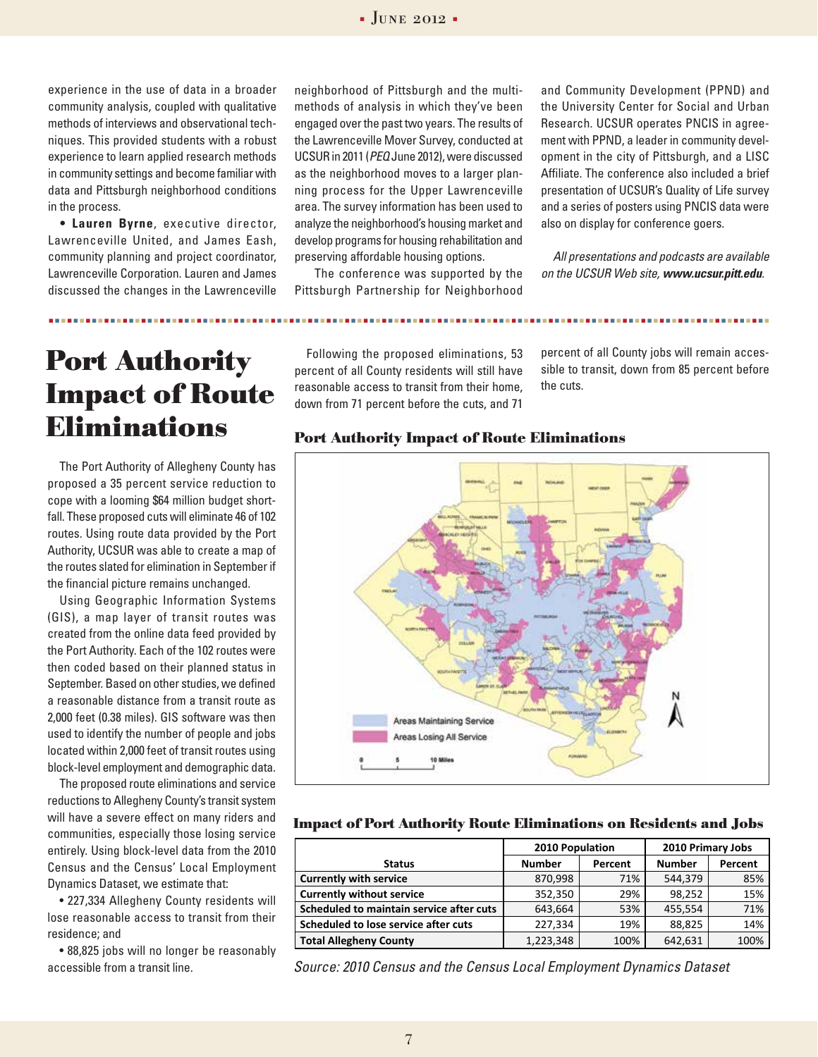experience in the use of data in a broader community analysis, coupled with qualitative methods of interviews and observational techniques. This provided students with a robust experience to learn applied research methods in community settings and become familiar with data and Pittsburgh neighborhood conditions in the process.

- **Lauren Byrne**, executive director, Lawrenceville United, and James Eash, community planning and project coordinator, Lawrenceville Corporation. Lauren and James discussed the changes in the Lawrenceville neighborhood of Pittsburgh and the multi-methods of analysis in which they've been engaged over the past two years. The results of the Lawrenceville Mover Survey, conducted at UCSUR in 2011 (*PEQ* June 2012), were discussed as the neighborhood moves to a larger planning process for the Upper Lawrenceville area. The survey information has been used to analyze the neighborhood's housing market and develop programs for housing rehabilitation and preserving affordable housing options.

The conference was supported by the Pittsburgh Partnership for Neighborhood and Community Development (PPND) and the University Center for Social and Urban Research. UCSUR operates PNCIS in agreement with PPND, a leader in community development in the city of Pittsburgh, and a LISC Affiliate. The conference also included a brief presentation of UCSUR's Quality of Life survey and a series of posters using PNCIS data were also on display for conference goers.

*All presentations and podcasts are available on the UCSUR Web site,* ***www.ucsur.pitt.edu****.*

# Port Authority Impact of Route Eliminations

The Port Authority of Allegheny County has proposed a 35 percent service reduction to cope with a looming $64 million budget shortfall. These proposed cuts will eliminate 46 of 102 routes. Using route data provided by the Port Authority, UCSUR was able to create a map of the routes slated for elimination in September if the financial picture remains unchanged.

Using Geographic Information Systems (GIS), a map layer of transit routes was created from the online data feed provided by the Port Authority. Each of the 102 routes were then coded based on their planned status in September. Based on other studies, we defined a reasonable distance from a transit route as 2,000 feet (0.38 miles). GIS software was then used to identify the number of people and jobs located within 2,000 feet of transit routes using block-level employment and demographic data.

The proposed route eliminations and service reductions to Allegheny County's transit system will have a severe effect on many riders and communities, especially those losing service entirely. Using block-level data from the 2010 Census and the Census' Local Employment Dynamics Dataset, we estimate that:

- 227,334 Allegheny County residents will lose reasonable access to transit from their residence; and
- 88,825 jobs will no longer be reasonably accessible from a transit line.

Following the proposed eliminations, 53 percent of all County residents will still have reasonable access to transit from their home, down from 71 percent before the cuts, and 71 percent of all County jobs will remain accessible to transit, down from 85 percent before the cuts.

### Port Authority Impact of Route Eliminations

### Impact of Port Authority Route Eliminations on Residents and Jobs

| | 2010 Population | | 2010 Primary Jobs | |
|---|---|---|---|---|
| **Status** | **Number** | **Percent** | **Number** | **Percent** |
| **Currently with service** | 870,998 | 71% | 544,379 | 85% |
| **Currently without service** | 352,350 | 29% | 98,252 | 15% |
| **Scheduled to maintain service after cuts** | 643,664 | 53% | 455,554 | 71% |
| **Scheduled to lose service after cuts** | 227,334 | 19% | 88,825 | 14% |
| **Total Allegheny County** | 1,223,348 | 100% | 642,631 | 100% |

*Source: 2010 Census and the Census Local Employment Dynamics Dataset*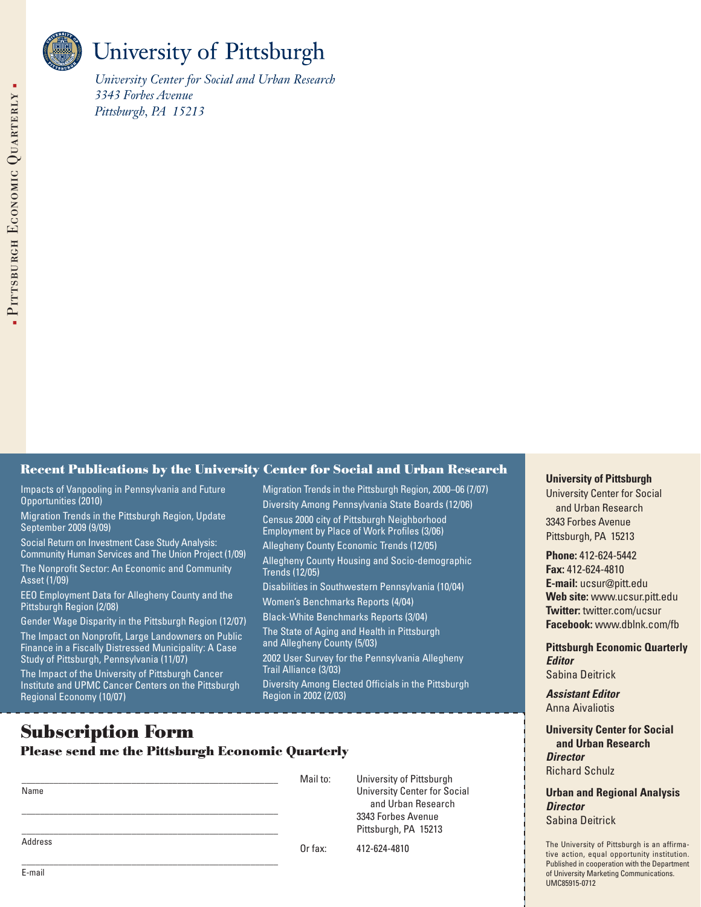University of Pittsburgh

*University Center for Social and Urban Research*
*3343 Forbes Avenue*
*Pittsburgh, PA 15213*

## Recent Publications by the University Center for Social and Urban Research

- Impacts of Vanpooling in Pennsylvania and Future Opportunities (2010)
- Migration Trends in the Pittsburgh Region, Update September 2009 (9/09)
- Social Return on Investment Case Study Analysis: Community Human Services and The Union Project (1/09)
- The Nonprofit Sector: An Economic and Community Asset (1/09)
- EEO Employment Data for Allegheny County and the Pittsburgh Region (2/08)
- Gender Wage Disparity in the Pittsburgh Region (12/07)
- The Impact on Nonprofit, Large Landowners on Public Finance in a Fiscally Distressed Municipality: A Case Study of Pittsburgh, Pennsylvania (11/07)
- The Impact of the University of Pittsburgh Cancer Institute and UPMC Cancer Centers on the Pittsburgh Regional Economy (10/07)
- Migration Trends in the Pittsburgh Region, 2000–06 (7/07)
- Diversity Among Pennsylvania State Boards (12/06)
- Census 2000 city of Pittsburgh Neighborhood Employment by Place of Work Profiles (3/06)
- Allegheny County Economic Trends (12/05)
- Allegheny County Housing and Socio-demographic Trends (12/05)
- Disabilities in Southwestern Pennsylvania (10/04)
- Women's Benchmarks Reports (4/04)
- Black-White Benchmarks Reports (3/04)
- The State of Aging and Health in Pittsburgh and Allegheny County (5/03)
- 2002 User Survey for the Pennsylvania Allegheny Trail Alliance (3/03)
- Diversity Among Elected Officials in the Pittsburgh Region in 2002 (2/03)

## Subscription Form

### Please send me the Pittsburgh Economic Quarterly

\_\_\_\_\_\_\_\_\_\_\_\_\_\_\_\_\_\_\_\_\_\_\_\_\_\_\_\_\_\_\_\_\_\_\_\_\_\_\_\_
Name

\_\_\_\_\_\_\_\_\_\_\_\_\_\_\_\_\_\_\_\_\_\_\_\_\_\_\_\_\_\_\_\_\_\_\_\_\_\_\_\_

\_\_\_\_\_\_\_\_\_\_\_\_\_\_\_\_\_\_\_\_\_\_\_\_\_\_\_\_\_\_\_\_\_\_\_\_\_\_\_\_
Address

\_\_\_\_\_\_\_\_\_\_\_\_\_\_\_\_\_\_\_\_\_\_\_\_\_\_\_\_\_\_\_\_\_\_\_\_\_\_\_\_
E-mail

Mail to: University of Pittsburgh
University Center for Social and Urban Research
3343 Forbes Avenue
Pittsburgh, PA 15213

Or fax: 412-624-4810

**University of Pittsburgh**
University Center for Social and Urban Research
3343 Forbes Avenue
Pittsburgh, PA 15213

**Phone:** 412-624-5442
**Fax:** 412-624-4810
**E-mail:** ucsur@pitt.edu
**Web site:** www.ucsur.pitt.edu
**Twitter:** twitter.com/ucsur
**Facebook:** www.dblnk.com/fb

**Pittsburgh Economic Quarterly**
***Editor***
Sabina Deitrick

***Assistant Editor***
Anna Aivaliotis

**University Center for Social and Urban Research**
***Director***
Richard Schulz

**Urban and Regional Analysis**
***Director***
Sabina Deitrick

The University of Pittsburgh is an affirmative action, equal opportunity institution. Published in cooperation with the Department of University Marketing Communications. UMC85915-0712